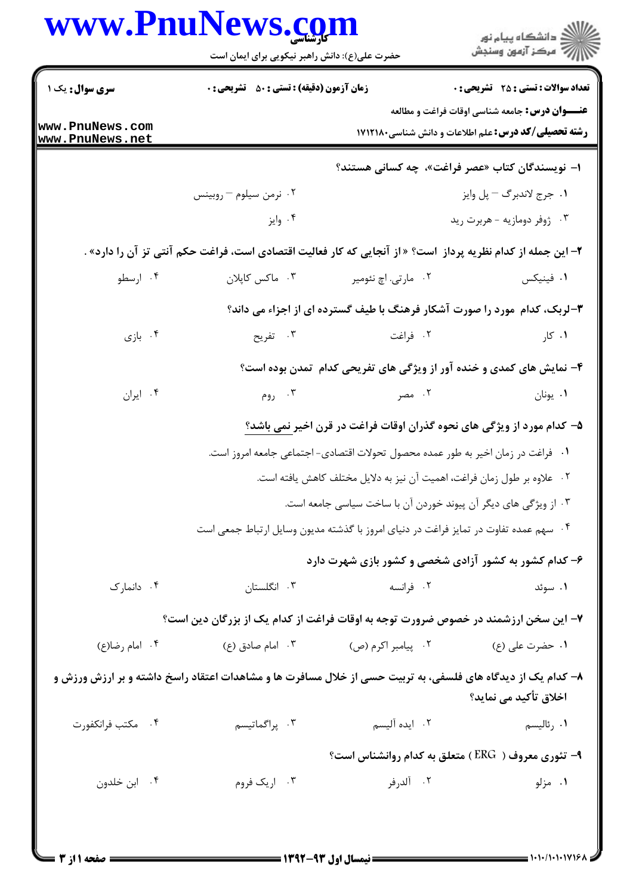**سری سوال:** یک ۱

**زمان آزمون (دقیقه) : تستی : ۵۰ تشریحی : ۰**

**تعداد سوالات : تستی : ۲۵ تشریحی : ۰**

**عنـــوان درس:** جامعه شناسی اوقات فراغت و مطالعه

**رشته تحصیلی/کد درس:** علم اطلاعات و دانش شناسی۱۷۱۲۱۸۰

۱- نویسندگان کتاب «عصر فراغت»، چه کسانی هستند؟

۱. جرج لاندبرگ – پل وایز
۲. نرمن سیلوم – روبینس
۳. ژوفر دومازیه - هربرت رید
۴. وایز

۲- این جمله از کدام نظریه پرداز است؟ « از آنجایی که کار فعالیت اقتصادی است، فراغت حکم آنتی تز آن را دارد» .

۱. فینیکس
۲. مارتی. اچ نئومیر
۳. ماکس کاپلان
۴. ارسطو

۳–لربک، کدام مورد را صورت آشکار فرهنگ با طیف گسترده ای از اجزاء می داند؟

۱. کار
۲. فراغت
۳. تفریح
۴. بازی

۴- نمایش های کمدی و خنده آور از ویژگی های تفریحی کدام تمدن بوده است؟

۱. یونان
۲. مصر
۳. روم
۴. ایران

۵- کدام مورد از ویژگی های نحوه گذران اوقات فراغت در قرن اخیر نمی باشد؟

۱. فراغت در زمان اخیر به طور عمده محصول تحولات اقتصادی- اجتماعی جامعه امروز است.
۲. علاوه بر طول زمان فراغت، اهمیت آن نیز به دلایل مختلف کاهش یافته است.
۳. از ویژگی های دیگر آن پیوند خوردن آن با ساخت سیاسی جامعه است.
۴. سهم عمده تفاوت در تمایز فراغت در دنیای امروز با گذشته مدیون وسایل ارتباط جمعی است

۶- کدام کشور به کشور آزادی شخصی و کشور بازی شهرت دارد

۱. سوئد
۲. فرانسه
۳. انگلستان
۴. دانمارک

۷- این سخن ارزشمند در خصوص ضرورت توجه به اوقات فراغت از کدام یک از بزرگان دین است؟

۱. حضرت علی (ع)
۲. پیامبر اکرم (ص)
۳. امام صادق (ع)
۴. امام رضا(ع)

۸- کدام یک از دیدگاه های فلسفی، به تربیت حسی از خلال مسافرت ها و مشاهدات اعتقاد راسخ داشته و بر ارزش ورزش و اخلاق تأکید می نماید؟

۱. رئالیسم
۲. ایده آلیسم
۳. پراگماتیسم
۴. مکتب فرانکفورت

۹- تئوری معروف ( ERG ) متعلق به کدام روانشناس است؟

۱. مزلو
۲. آلدرفر
۳. اریک فروم
۴. ابن خلدون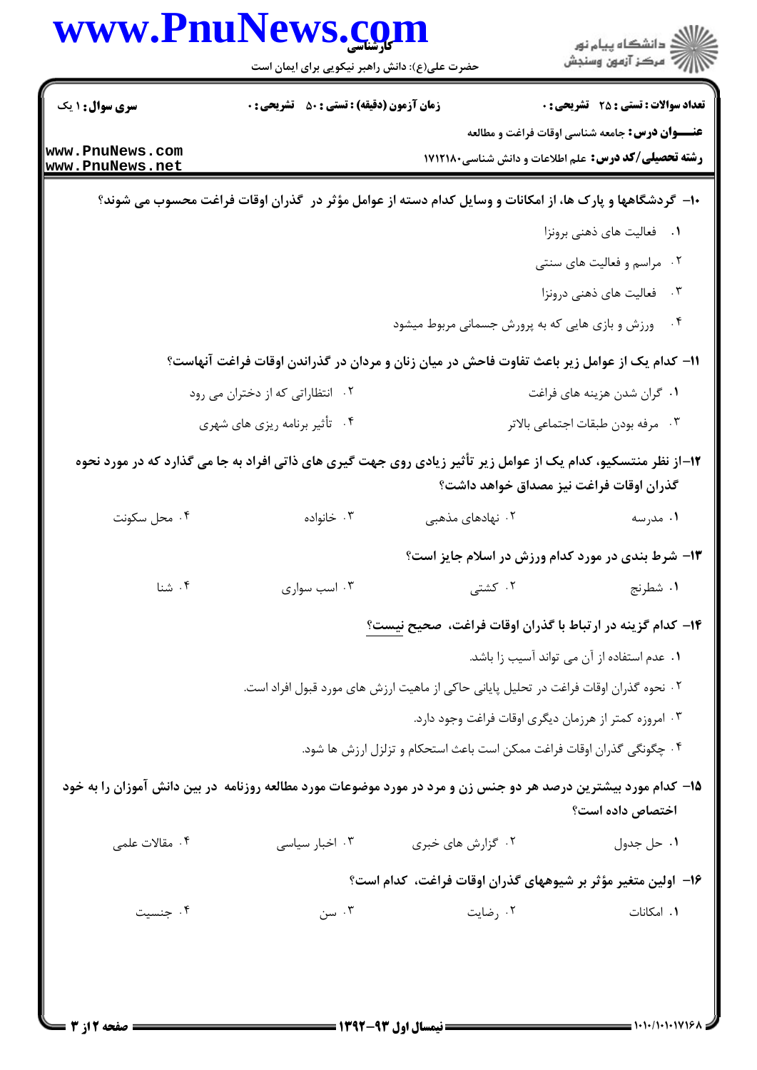۱۰- گردشگاهها و پارک ها، از امکانات و وسایل کدام دسته از عوامل مؤثر در گذران اوقات فراغت محسوب می شوند؟

۱. فعالیت های ذهنی برونزا

۲. مراسم و فعالیت های سنتی

۳. فعالیت های ذهنی درونزا

۴. ورزش و بازی هایی که به پرورش جسمانی مربوط میشود

۱۱- کدام یک از عوامل زیر باعث تفاوت فاحش در میان زنان و مردان در گذراندن اوقات فراغت آنهاست؟

۱. گران شدن هزینه های فراغت

۲. انتظاراتی که از دختران می رود

۳. مرفه بودن طبقات اجتماعی بالاتر

۴. تأثیر برنامه ریزی های شهری

۱۲- از نظر منتسکیو، کدام یک از عوامل زیر تأثیر زیادی روی جهت گیری های ذاتی افراد به جا می گذارد که در مورد نحوه گذران اوقات فراغت نیز مصداق خواهد داشت؟

۱. مدرسه

۲. نهادهای مذهبی

۳. خانواده

۴. محل سکونت

۱۳- شرط بندی در مورد کدام ورزش در اسلام جایز است؟

۱. شطرنج

۲. کشتی

۳. اسب سواری

۴. شنا

۱۴- کدام گزینه در ارتباط با گذران اوقات فراغت، صحیح نیست؟

۱. عدم استفاده از آن می تواند آسیب زا باشد.

۲. نحوه گذران اوقات فراغت در تحلیل پایانی حاکی از ماهیت ارزش های مورد قبول افراد است.

۳. امروزه کمتر از هرزمان دیگری اوقات فراغت وجود دارد.

۴. چگونگی گذران اوقات فراغت ممکن است باعث استحکام و تزلزل ارزش ها شود.

۱۵- کدام مورد بیشترین درصد هر دو جنس زن و مرد در مورد موضوعات مورد مطالعه روزنامه در بین دانش آموزان را به خود اختصاص داده است؟

۱. حل جدول

۲. گزارش های خبری

۳. اخبار سیاسی

۴. مقالات علمی

۱۶- اولین متغیر مؤثر بر شیوههای گذران اوقات فراغت، کدام است؟

۱. امکانات

۲. رضایت

۳. سن

۴. جنسیت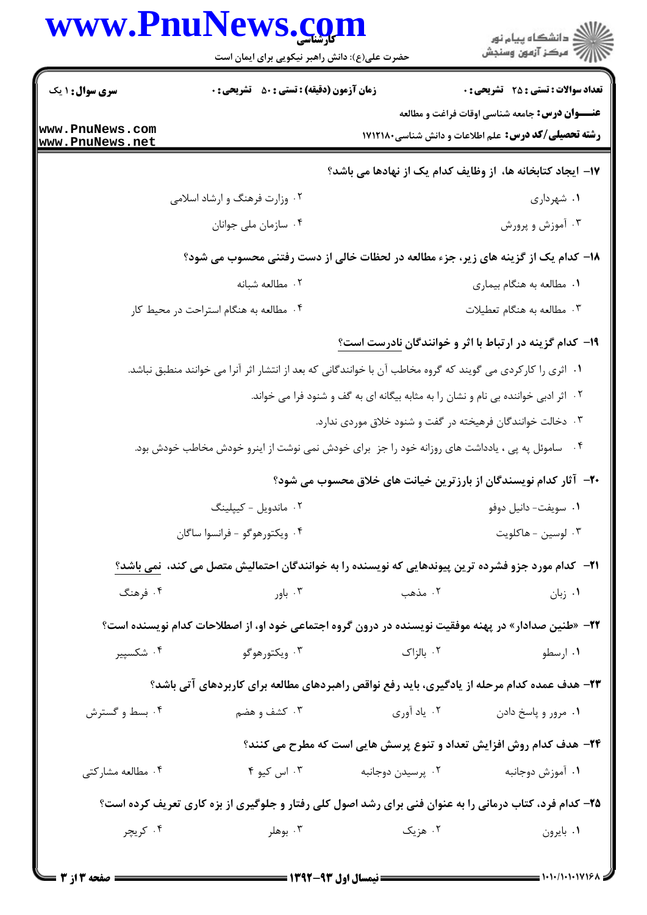**سری سوال:** ۱ یک

**زمان آزمون (دقیقه) : تستی :** ۵۰ **تشریحی :** ۰

**تعداد سوالات : تستی :** ۲۵ **تشریحی :** ۰

**عنـــوان درس:** جامعه شناسی اوقات فراغت و مطالعه

**رشته تحصیلی/کد درس:** علم اطلاعات و دانش شناسی۱۷۱۲۱۸۰

۱۷- ایجاد کتابخانه ها، از وظایف کدام یک از نهادها می باشد؟

۱. شهرداری
۲. وزارت فرهنگ و ارشاد اسلامی
۳. آموزش و پرورش
۴. سازمان ملی جوانان

۱۸- کدام یک از گزینه های زیر، جزء مطالعه در لحظات خالی از دست رفتنی محسوب می شود؟

۱. مطالعه به هنگام بیماری
۲. مطالعه شبانه
۳. مطالعه به هنگام تعطیلات
۴. مطالعه به هنگام استراحت در محیط کار

۱۹- کدام گزینه در ارتباط با اثر و خوانندگان نادرست است؟

۱. اثری را کارکردی می گویند که گروه مخاطب آن با خوانندگانی که بعد از انتشار اثر آنرا می خوانند منطبق نباشد.
۲. اثر ادبی خواننده بی نام و نشان را به مثابه بیگانه ای به گف و شنود فرا می خواند.
۳. دخالت خوانندگان فرهیخته در گفت و شنود خلاق موردی ندارد.
۴. ساموئل په پی ، یادداشت های روزانه خود را جز برای خودش نمی نوشت از اینرو خودش مخاطب خودش بود.

۲۰- آثار کدام نویسندگان از بارزترین خیانت های خلاق محسوب می شود؟

۱. سویفت- دانیل دوفو
۲. ماندویل - کیپلینگ
۳. لوسین - هاکلویت
۴. ویکتورهوگو - فرانسوا ساگان

۲۱- کدام مورد جزو فشرده ترین پیوندهایی که نویسنده را به خوانندگان احتمالیش متصل می کند، نمی باشد؟

۱. زبان
۲. مذهب
۳. باور
۴. فرهنگ

۲۲- «طنین صدادار» در پهنه موفقیت نویسنده در درون گروه اجتماعی خود او، از اصطلاحات کدام نویسنده است؟

۱. ارسطو
۲. بالزاک
۳. ویکتورهوگو
۴. شکسپیر

۲۳- هدف عمده کدام مرحله از یادگیری، باید رفع نواقص راهبردهای مطالعه برای کاربردهای آتی باشد؟

۱. مرور و پاسخ دادن
۲. یاد آوری
۳. کشف و هضم
۴. بسط و گسترش

۲۴- هدف کدام روش افزایش تعداد و تنوع پرسش هایی است که مطرح می کنند؟

۱. آموزش دوجانبه
۲. پرسیدن دوجانبه
۳. اس کیو ۴
۴. مطالعه مشارکتی

۲۵- کدام فرد، کتاب درمانی را به عنوان فنی برای رشد اصول کلی رفتار و جلوگیری از بزه کاری تعریف کرده است؟

۱. بایرون
۲. هزیک
۳. بوهلر
۴. کریچر